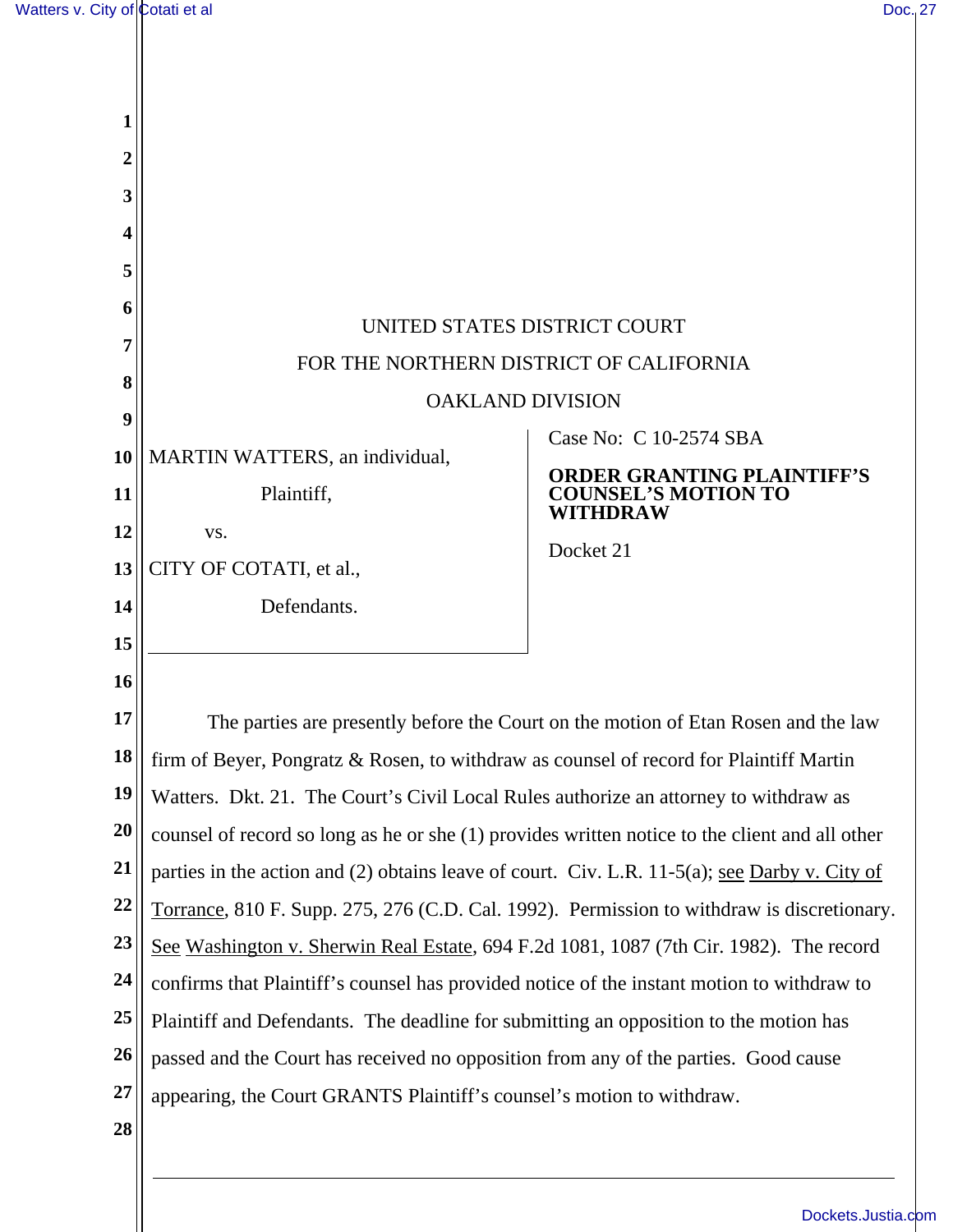UNITED STATES DISTRICT COURT

FOR THE NORTHERN DISTRICT OF CALIFORNIA

OAKLAND DIVISION

MARTIN WATTERS, an individual,

Plaintiff,

vs.

CITY OF COTATI, et al.,

Defendants.

Case No: C 10-2574 SBA

**ORDER GRANTING PLAINTIFF'S COUNSEL'S MOTION TO WITHDRAW**

Docket 21

The parties are presently before the Court on the motion of Etan Rosen and the law firm of Beyer, Pongratz & Rosen, to withdraw as counsel of record for Plaintiff Martin Watters. Dkt. 21. The Court's Civil Local Rules authorize an attorney to withdraw as counsel of record so long as he or she (1) provides written notice to the client and all other parties in the action and (2) obtains leave of court. Civ. L.R. 11-5(a); see Darby v. City of Torrance, 810 F. Supp. 275, 276 (C.D. Cal. 1992). Permission to withdraw is discretionary. See Washington v. Sherwin Real Estate, 694 F.2d 1081, 1087 (7th Cir. 1982). The record confirms that Plaintiff's counsel has provided notice of the instant motion to withdraw to Plaintiff and Defendants. The deadline for submitting an opposition to the motion has passed and the Court has received no opposition from any of the parties. Good cause appearing, the Court GRANTS Plaintiff's counsel's motion to withdraw.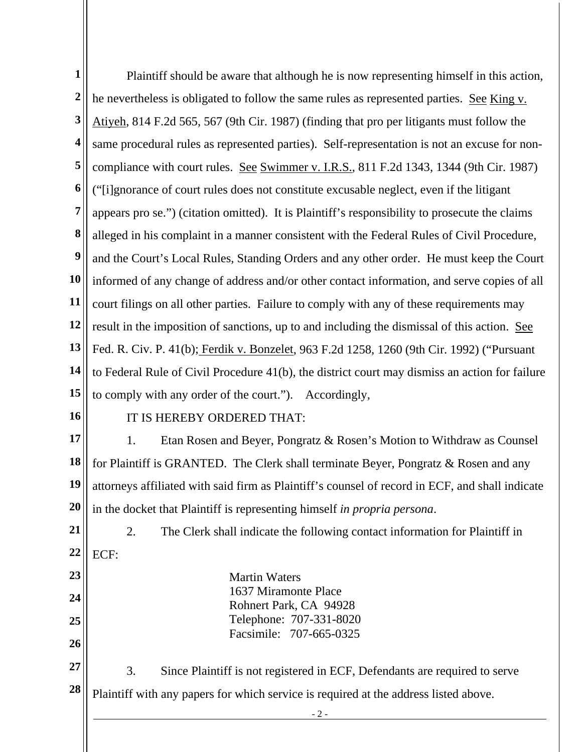Plaintiff should be aware that although he is now representing himself in this action, he nevertheless is obligated to follow the same rules as represented parties. See King v. Atiyeh, 814 F.2d 565, 567 (9th Cir. 1987) (finding that pro per litigants must follow the same procedural rules as represented parties). Self-representation is not an excuse for non-compliance with court rules. See Swimmer v. I.R.S., 811 F.2d 1343, 1344 (9th Cir. 1987) ("[i]gnorance of court rules does not constitute excusable neglect, even if the litigant appears pro se.") (citation omitted). It is Plaintiff's responsibility to prosecute the claims alleged in his complaint in a manner consistent with the Federal Rules of Civil Procedure, and the Court's Local Rules, Standing Orders and any other order. He must keep the Court informed of any change of address and/or other contact information, and serve copies of all court filings on all other parties. Failure to comply with any of these requirements may result in the imposition of sanctions, up to and including the dismissal of this action. See Fed. R. Civ. P. 41(b); Ferdik v. Bonzelet, 963 F.2d 1258, 1260 (9th Cir. 1992) ("Pursuant to Federal Rule of Civil Procedure 41(b), the district court may dismiss an action for failure to comply with any order of the court."). Accordingly,

IT IS HEREBY ORDERED THAT:

1. Etan Rosen and Beyer, Pongratz & Rosen's Motion to Withdraw as Counsel for Plaintiff is GRANTED. The Clerk shall terminate Beyer, Pongratz & Rosen and any attorneys affiliated with said firm as Plaintiff's counsel of record in ECF, and shall indicate in the docket that Plaintiff is representing himself *in propria persona*.

2. The Clerk shall indicate the following contact information for Plaintiff in ECF:

Martin Waters
1637 Miramonte Place
Rohnert Park, CA 94928
Telephone: 707-331-8020
Facsimile: 707-665-0325

3. Since Plaintiff is not registered in ECF, Defendants are required to serve Plaintiff with any papers for which service is required at the address listed above.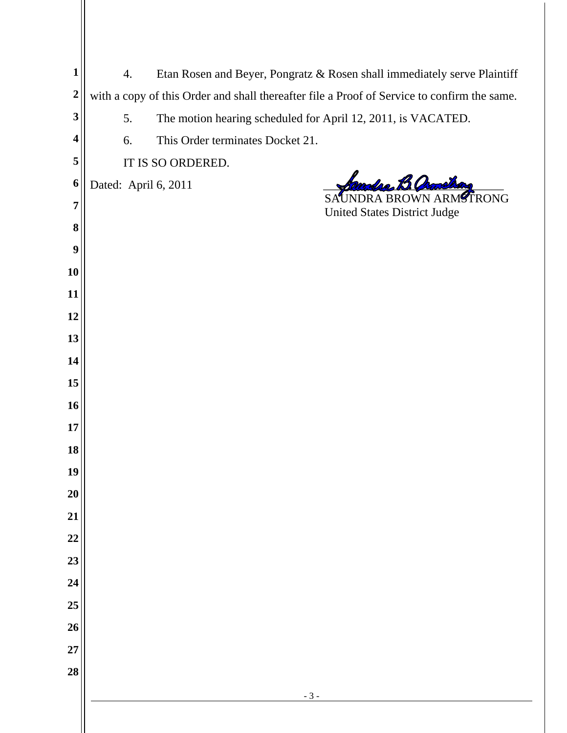4. Etan Rosen and Beyer, Pongratz & Rosen shall immediately serve Plaintiff with a copy of this Order and shall thereafter file a Proof of Service to confirm the same.

5. The motion hearing scheduled for April 12, 2011, is VACATED.

6. This Order terminates Docket 21.

IT IS SO ORDERED.

Dated: April 6, 2011

SAUNDRA BROWN ARMSTRONG
United States District Judge